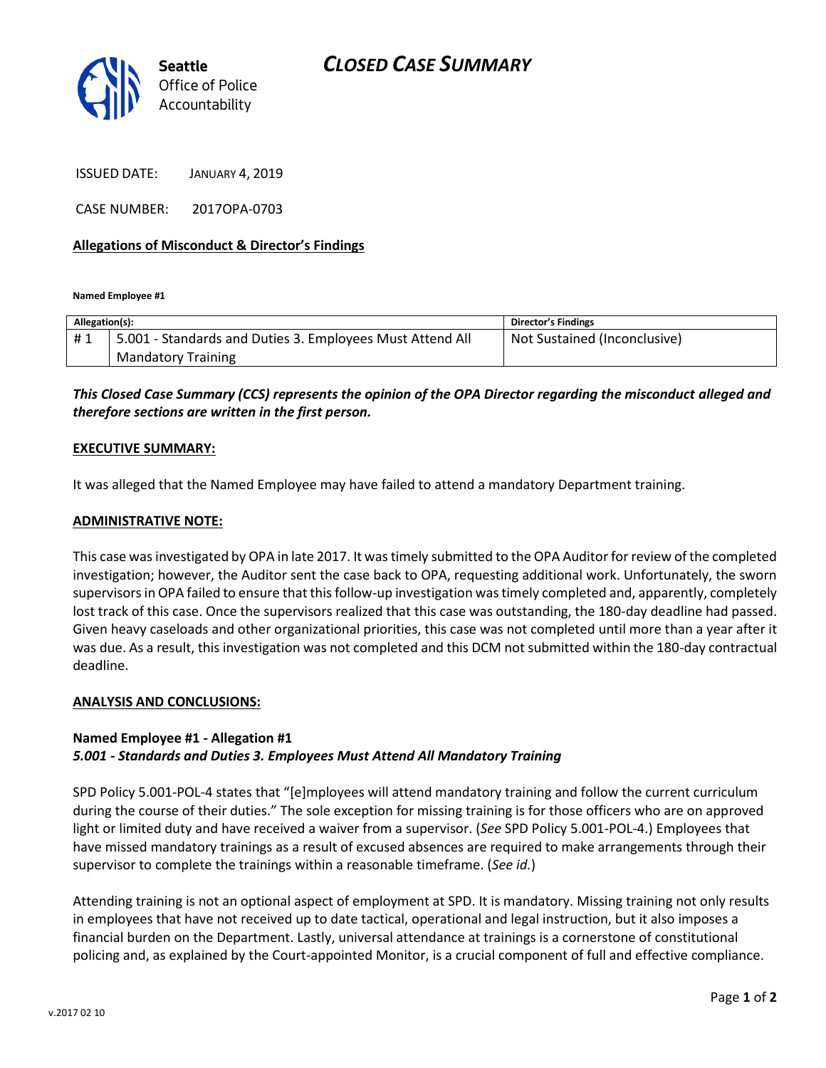# CLOSED CASE SUMMARY

Seattle Office of Police Accountability

ISSUED DATE: JANUARY 4, 2019

CASE NUMBER: 2017OPA-0703

**Allegations of Misconduct & Director's Findings**

**Named Employee #1**

| Allegation(s): | | Director's Findings |
|---|---|---|
| # 1 | 5.001 - Standards and Duties 3. Employees Must Attend All Mandatory Training | Not Sustained (Inconclusive) |

***This Closed Case Summary (CCS) represents the opinion of the OPA Director regarding the misconduct alleged and therefore sections are written in the first person.***

**EXECUTIVE SUMMARY:**

It was alleged that the Named Employee may have failed to attend a mandatory Department training.

**ADMINISTRATIVE NOTE:**

This case was investigated by OPA in late 2017. It was timely submitted to the OPA Auditor for review of the completed investigation; however, the Auditor sent the case back to OPA, requesting additional work. Unfortunately, the sworn supervisors in OPA failed to ensure that this follow-up investigation was timely completed and, apparently, completely lost track of this case. Once the supervisors realized that this case was outstanding, the 180-day deadline had passed. Given heavy caseloads and other organizational priorities, this case was not completed until more than a year after it was due. As a result, this investigation was not completed and this DCM not submitted within the 180-day contractual deadline.

**ANALYSIS AND CONCLUSIONS:**

**Named Employee #1 - Allegation #1**
***5.001 - Standards and Duties 3. Employees Must Attend All Mandatory Training***

SPD Policy 5.001-POL-4 states that "[e]mployees will attend mandatory training and follow the current curriculum during the course of their duties." The sole exception for missing training is for those officers who are on approved light or limited duty and have received a waiver from a supervisor. (*See* SPD Policy 5.001-POL-4.) Employees that have missed mandatory trainings as a result of excused absences are required to make arrangements through their supervisor to complete the trainings within a reasonable timeframe. (*See id.*)

Attending training is not an optional aspect of employment at SPD. It is mandatory. Missing training not only results in employees that have not received up to date tactical, operational and legal instruction, but it also imposes a financial burden on the Department. Lastly, universal attendance at trainings is a cornerstone of constitutional policing and, as explained by the Court-appointed Monitor, is a crucial component of full and effective compliance.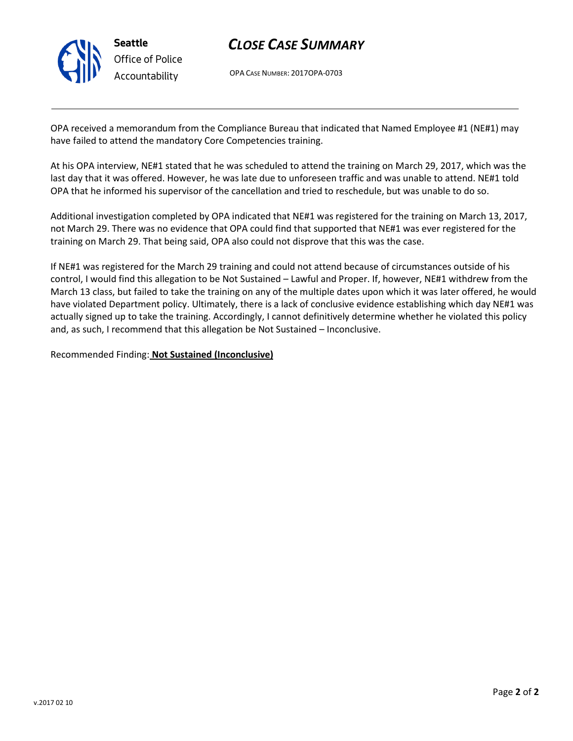OPA received a memorandum from the Compliance Bureau that indicated that Named Employee #1 (NE#1) may have failed to attend the mandatory Core Competencies training.

At his OPA interview, NE#1 stated that he was scheduled to attend the training on March 29, 2017, which was the last day that it was offered. However, he was late due to unforeseen traffic and was unable to attend. NE#1 told OPA that he informed his supervisor of the cancellation and tried to reschedule, but was unable to do so.

Additional investigation completed by OPA indicated that NE#1 was registered for the training on March 13, 2017, not March 29. There was no evidence that OPA could find that supported that NE#1 was ever registered for the training on March 29. That being said, OPA also could not disprove that this was the case.

If NE#1 was registered for the March 29 training and could not attend because of circumstances outside of his control, I would find this allegation to be Not Sustained – Lawful and Proper. If, however, NE#1 withdrew from the March 13 class, but failed to take the training on any of the multiple dates upon which it was later offered, he would have violated Department policy. Ultimately, there is a lack of conclusive evidence establishing which day NE#1 was actually signed up to take the training. Accordingly, I cannot definitively determine whether he violated this policy and, as such, I recommend that this allegation be Not Sustained – Inconclusive.

Recommended Finding: **Not Sustained (Inconclusive)**